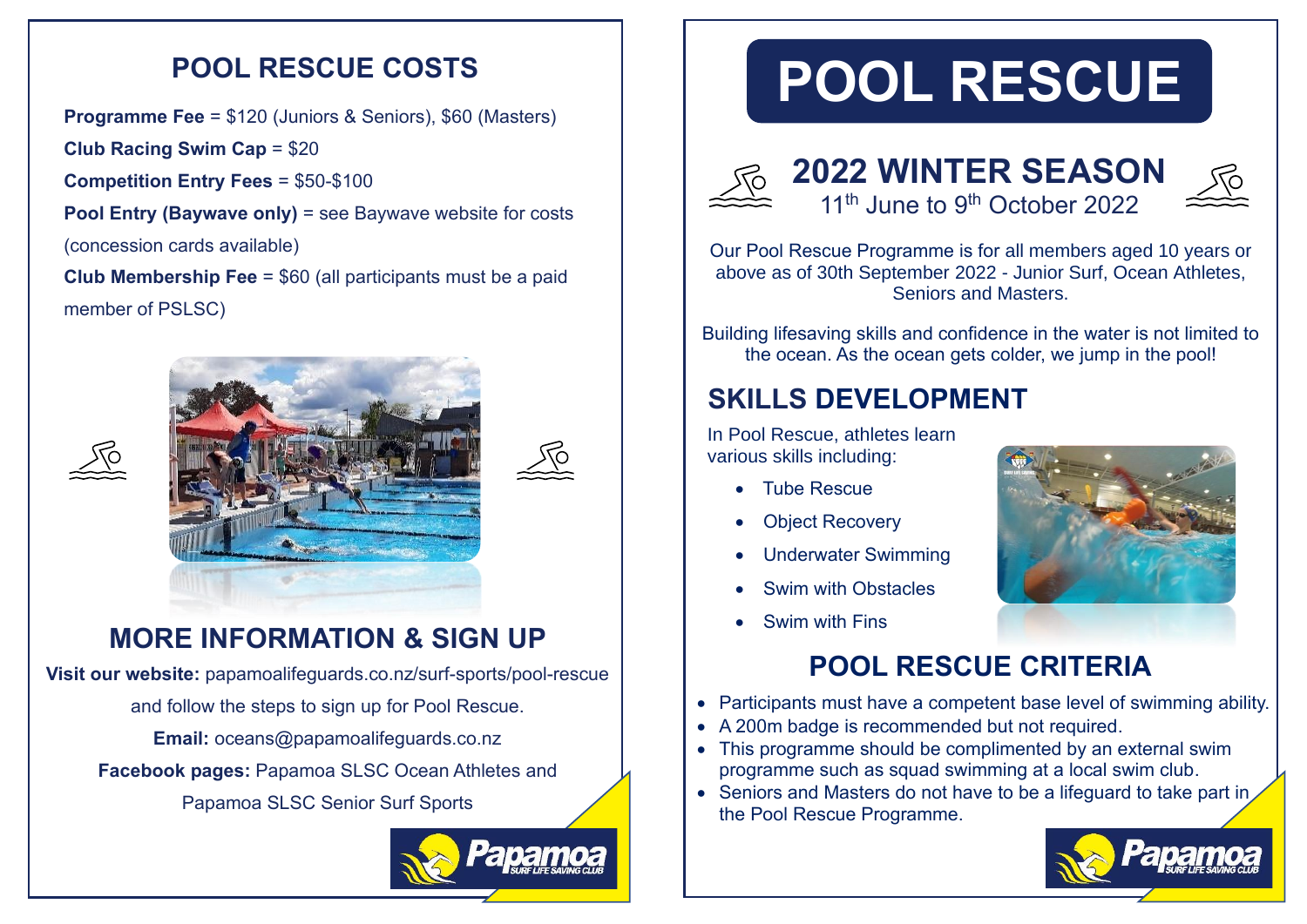## POOL RESCUE COSTS

**Programme Fee** = $120 (Juniors & Seniors), $60 (Masters)

**Club Racing Swim Cap** = $20

**Competition Entry Fees** = $50-$100

**Pool Entry (Baywave only)** = see Baywave website for costs (concession cards available)

**Club Membership Fee** = $60 (all participants must be a paid member of PSLSC)

## MORE INFORMATION & SIGN UP

**Visit our website:** papamoalifeguards.co.nz/surf-sports/pool-rescue and follow the steps to sign up for Pool Rescue.

**Email:** oceans@papamoalifeguards.co.nz

**Facebook pages:** Papamoa SLSC Ocean Athletes and Papamoa SLSC Senior Surf Sports

# POOL RESCUE

## 2022 WINTER SEASON

11th June to 9th October 2022

Our Pool Rescue Programme is for all members aged 10 years or above as of 30th September 2022 - Junior Surf, Ocean Athletes, Seniors and Masters.

Building lifesaving skills and confidence in the water is not limited to the ocean. As the ocean gets colder, we jump in the pool!

## SKILLS DEVELOPMENT

In Pool Rescue, athletes learn various skills including:

- Tube Rescue
- Object Recovery
- Underwater Swimming
- Swim with Obstacles
- Swim with Fins

## POOL RESCUE CRITERIA

- Participants must have a competent base level of swimming ability.
- A 200m badge is recommended but not required.
- This programme should be complimented by an external swim programme such as squad swimming at a local swim club.
- Seniors and Masters do not have to be a lifeguard to take part in the Pool Rescue Programme.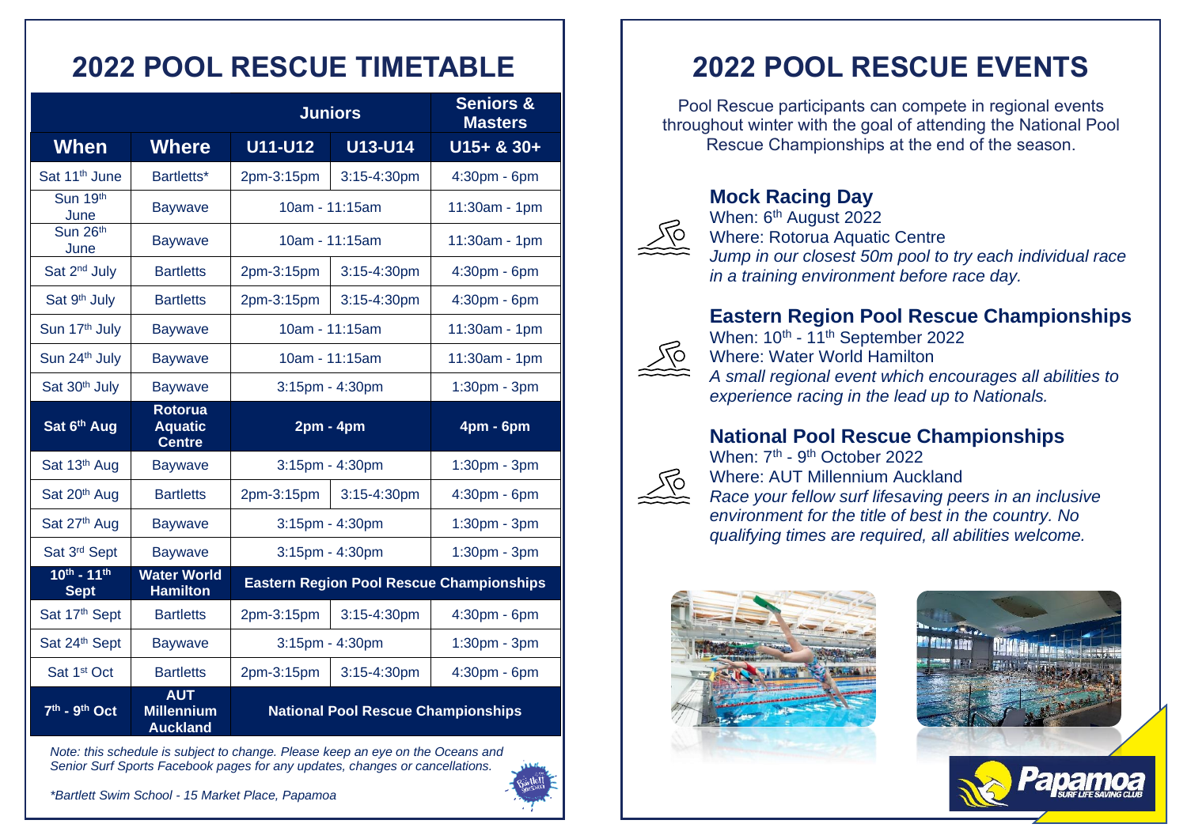# 2022 POOL RESCUE TIMETABLE

| | | Juniors | | Seniors & Masters |
|---|---|---|---|---|
| **When** | **Where** | **U11-U12** | **U13-U14** | **U15+ & 30+** |
| Sat 11th June | Bartletts* | 2pm-3:15pm | 3:15-4:30pm | 4:30pm - 6pm |
| Sun 19th June | Baywave | 10am - 11:15am | | 11:30am - 1pm |
| Sun 26th June | Baywave | 10am - 11:15am | | 11:30am - 1pm |
| Sat 2nd July | Bartletts | 2pm-3:15pm | 3:15-4:30pm | 4:30pm - 6pm |
| Sat 9th July | Bartletts | 2pm-3:15pm | 3:15-4:30pm | 4:30pm - 6pm |
| Sun 17th July | Baywave | 10am - 11:15am | | 11:30am - 1pm |
| Sun 24th July | Baywave | 10am - 11:15am | | 11:30am - 1pm |
| Sat 30th July | Baywave | 3:15pm - 4:30pm | | 1:30pm - 3pm |
| **Sat 6th Aug** | **Rotorua Aquatic Centre** | **2pm - 4pm** | | **4pm - 6pm** |
| Sat 13th Aug | Baywave | 3:15pm - 4:30pm | | 1:30pm - 3pm |
| Sat 20th Aug | Bartletts | 2pm-3:15pm | 3:15-4:30pm | 4:30pm - 6pm |
| Sat 27th Aug | Baywave | 3:15pm - 4:30pm | | 1:30pm - 3pm |
| Sat 3rd Sept | Baywave | 3:15pm - 4:30pm | | 1:30pm - 3pm |
| **10th - 11th Sept** | **Water World Hamilton** | **Eastern Region Pool Rescue Championships** | | |
| Sat 17th Sept | Bartletts | 2pm-3:15pm | 3:15-4:30pm | 4:30pm - 6pm |
| Sat 24th Sept | Baywave | 3:15pm - 4:30pm | | 1:30pm - 3pm |
| Sat 1st Oct | Bartletts | 2pm-3:15pm | 3:15-4:30pm | 4:30pm - 6pm |
| **7th - 9th Oct** | **AUT Millennium Auckland** | **National Pool Rescue Championships** | | |

*Note: this schedule is subject to change. Please keep an eye on the Oceans and Senior Surf Sports Facebook pages for any updates, changes or cancellations.*

*\*Bartlett Swim School - 15 Market Place, Papamoa*

# 2022 POOL RESCUE EVENTS

Pool Rescue participants can compete in regional events throughout winter with the goal of attending the National Pool Rescue Championships at the end of the season.

## Mock Racing Day

When: 6th August 2022
Where: Rotorua Aquatic Centre
*Jump in our closest 50m pool to try each individual race in a training environment before race day.*

## Eastern Region Pool Rescue Championships

When: 10th - 11th September 2022
Where: Water World Hamilton
*A small regional event which encourages all abilities to experience racing in the lead up to Nationals.*

## National Pool Rescue Championships

When: 7th - 9th October 2022
Where: AUT Millennium Auckland
*Race your fellow surf lifesaving peers in an inclusive environment for the title of best in the country. No qualifying times are required, all abilities welcome.*

Papamoa SURF LIFE SAVING CLUB